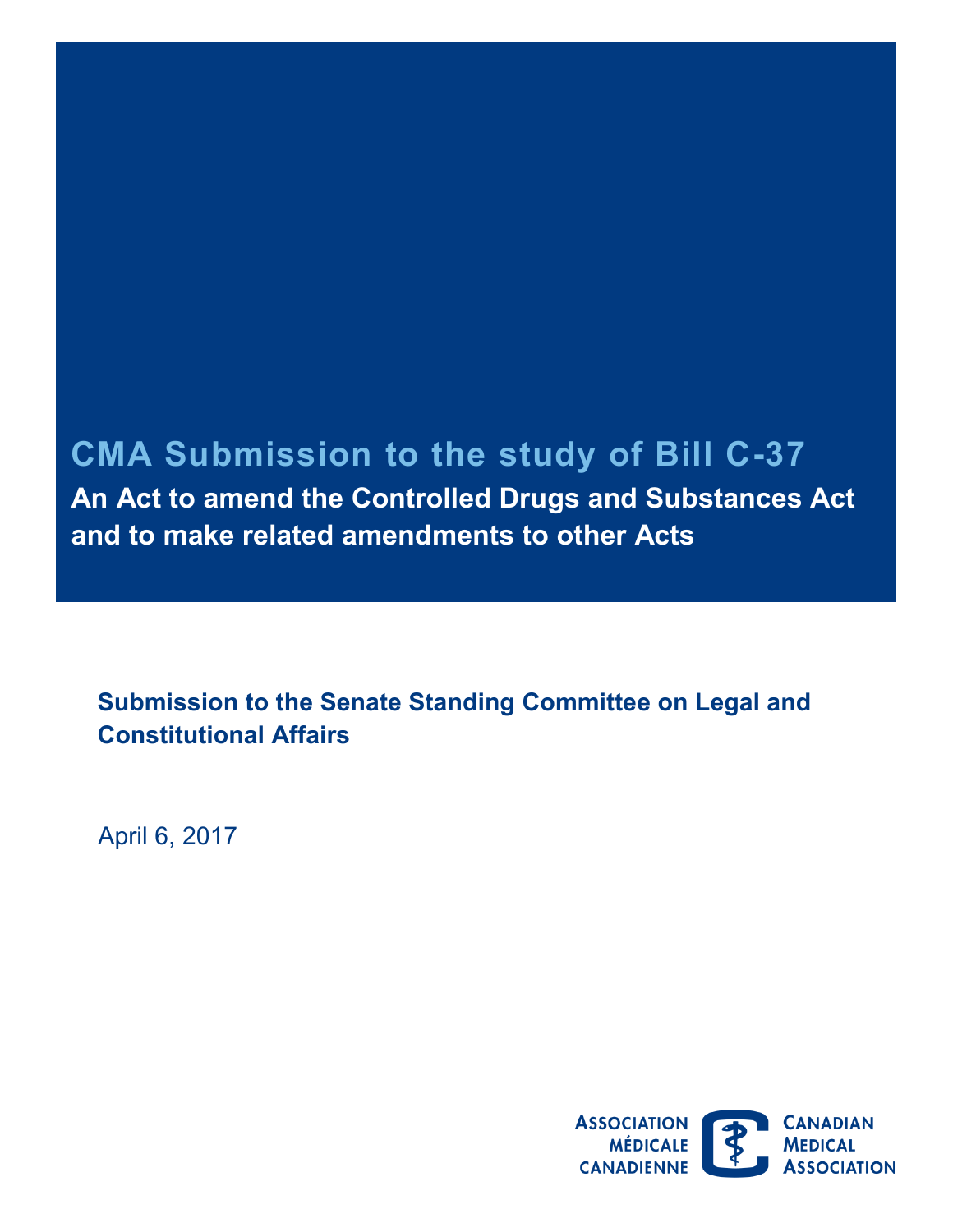# CMA Submission to the study of Bill C-37

## An Act to amend the Controlled Drugs and Substances Act and to make related amendments to other Acts

**Submission to the Senate Standing Committee on Legal and Constitutional Affairs**

April 6, 2017

ASSOCIATION MÉDICALE CANADIENNE

CANADIAN MEDICAL ASSOCIATION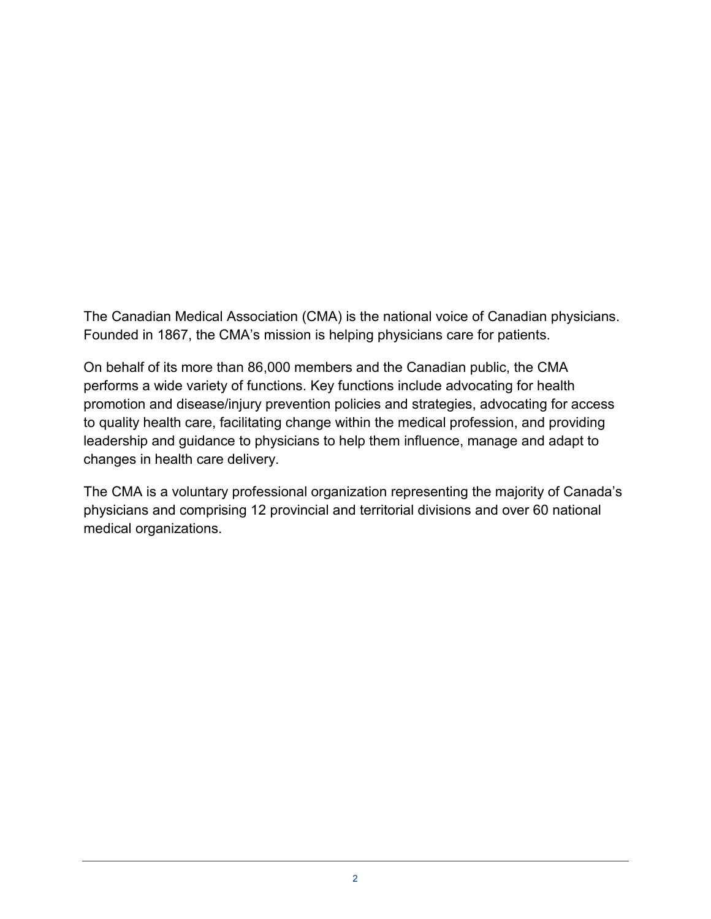The Canadian Medical Association (CMA) is the national voice of Canadian physicians. Founded in 1867, the CMA's mission is helping physicians care for patients.

On behalf of its more than 86,000 members and the Canadian public, the CMA performs a wide variety of functions. Key functions include advocating for health promotion and disease/injury prevention policies and strategies, advocating for access to quality health care, facilitating change within the medical profession, and providing leadership and guidance to physicians to help them influence, manage and adapt to changes in health care delivery.

The CMA is a voluntary professional organization representing the majority of Canada's physicians and comprising 12 provincial and territorial divisions and over 60 national medical organizations.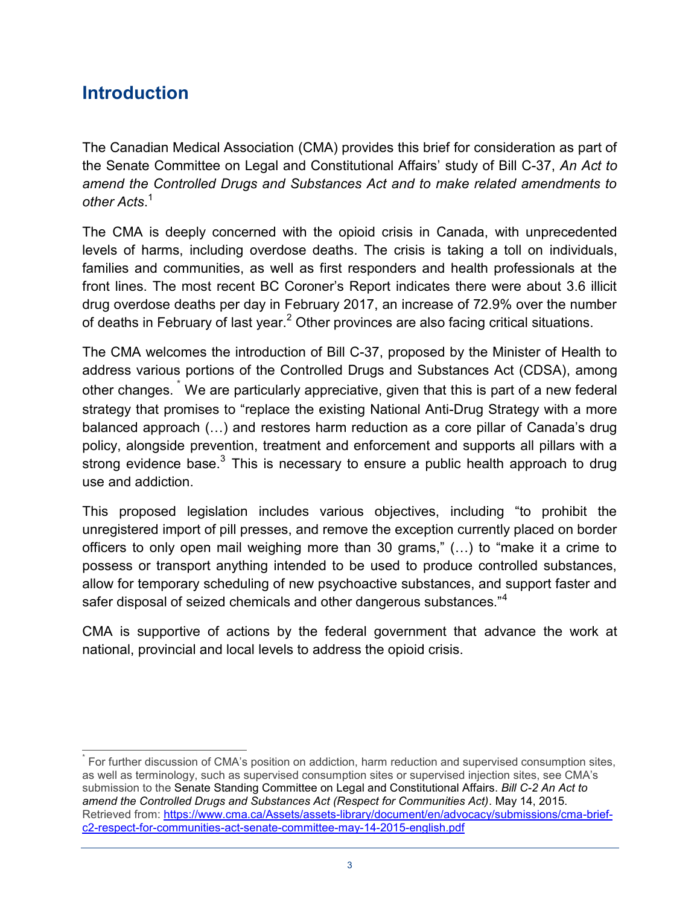## Introduction

The Canadian Medical Association (CMA) provides this brief for consideration as part of the Senate Committee on Legal and Constitutional Affairs' study of Bill C-37, *An Act to amend the Controlled Drugs and Substances Act and to make related amendments to other Acts*.[1]

The CMA is deeply concerned with the opioid crisis in Canada, with unprecedented levels of harms, including overdose deaths. The crisis is taking a toll on individuals, families and communities, as well as first responders and health professionals at the front lines. The most recent BC Coroner's Report indicates there were about 3.6 illicit drug overdose deaths per day in February 2017, an increase of 72.9% over the number of deaths in February of last year.[2] Other provinces are also facing critical situations.

The CMA welcomes the introduction of Bill C-37, proposed by the Minister of Health to address various portions of the Controlled Drugs and Substances Act (CDSA), among other changes.[*] We are particularly appreciative, given that this is part of a new federal strategy that promises to "replace the existing National Anti-Drug Strategy with a more balanced approach (…) and restores harm reduction as a core pillar of Canada's drug policy, alongside prevention, treatment and enforcement and supports all pillars with a strong evidence base.[3] This is necessary to ensure a public health approach to drug use and addiction.

This proposed legislation includes various objectives, including "to prohibit the unregistered import of pill presses, and remove the exception currently placed on border officers to only open mail weighing more than 30 grams," (…) to "make it a crime to possess or transport anything intended to be used to produce controlled substances, allow for temporary scheduling of new psychoactive substances, and support faster and safer disposal of seized chemicals and other dangerous substances."[4]

CMA is supportive of actions by the federal government that advance the work at national, provincial and local levels to address the opioid crisis.

---

[*] For further discussion of CMA's position on addiction, harm reduction and supervised consumption sites, as well as terminology, such as supervised consumption sites or supervised injection sites, see CMA's submission to the Senate Standing Committee on Legal and Constitutional Affairs. *Bill C-2 An Act to amend the Controlled Drugs and Substances Act (Respect for Communities Act)*. May 14, 2015. Retrieved from: https://www.cma.ca/Assets/assets-library/document/en/advocacy/submissions/cma-brief-c2-respect-for-communities-act-senate-committee-may-14-2015-english.pdf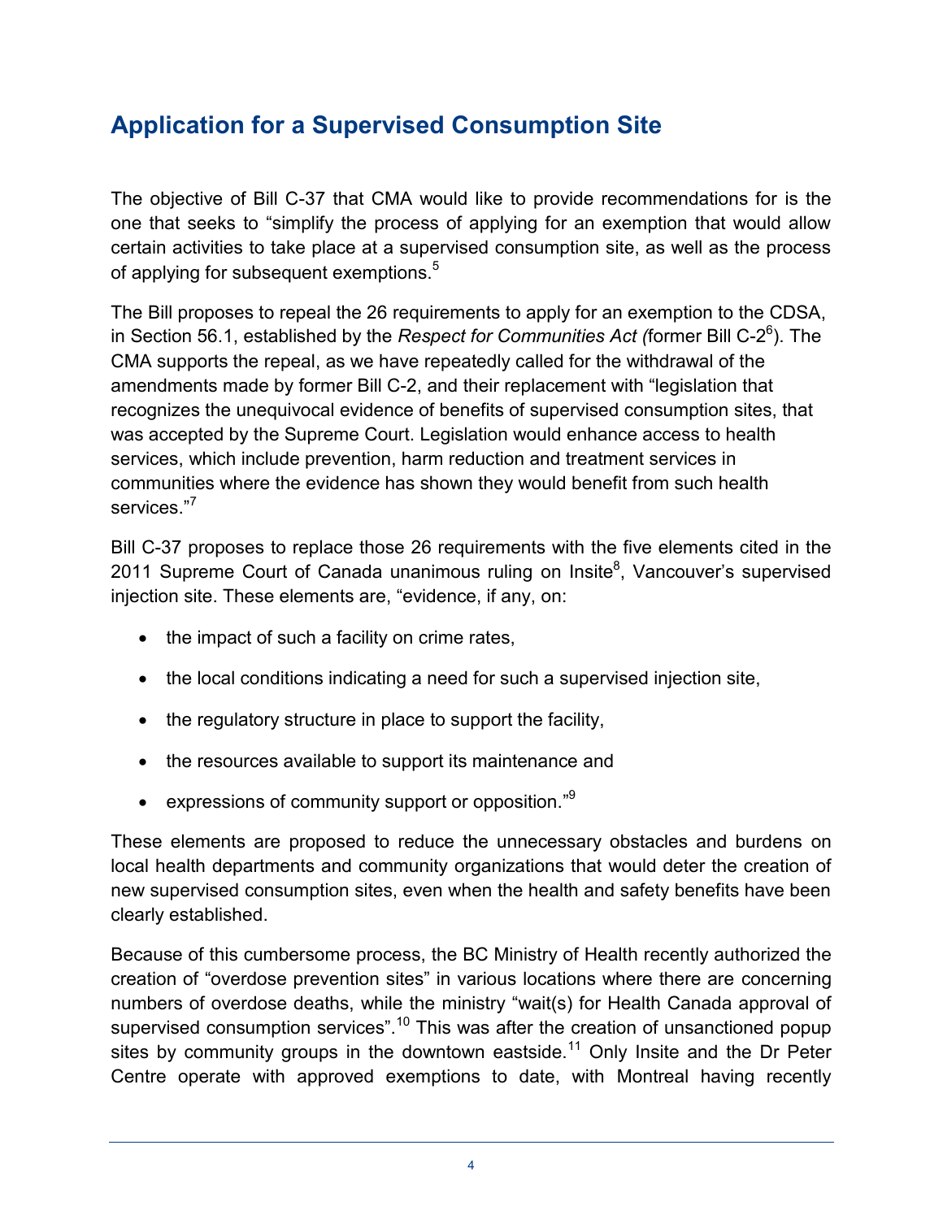## Application for a Supervised Consumption Site

The objective of Bill C-37 that CMA would like to provide recommendations for is the one that seeks to "simplify the process of applying for an exemption that would allow certain activities to take place at a supervised consumption site, as well as the process of applying for subsequent exemptions.[5]

The Bill proposes to repeal the 26 requirements to apply for an exemption to the CDSA, in Section 56.1, established by the *Respect for Communities Act (*former Bill C-2[6]). The CMA supports the repeal, as we have repeatedly called for the withdrawal of the amendments made by former Bill C-2, and their replacement with "legislation that recognizes the unequivocal evidence of benefits of supervised consumption sites, that was accepted by the Supreme Court. Legislation would enhance access to health services, which include prevention, harm reduction and treatment services in communities where the evidence has shown they would benefit from such health services."[7]

Bill C-37 proposes to replace those 26 requirements with the five elements cited in the 2011 Supreme Court of Canada unanimous ruling on Insite[8], Vancouver's supervised injection site. These elements are, "evidence, if any, on:

- the impact of such a facility on crime rates,
- the local conditions indicating a need for such a supervised injection site,
- the regulatory structure in place to support the facility,
- the resources available to support its maintenance and
- expressions of community support or opposition."[9]

These elements are proposed to reduce the unnecessary obstacles and burdens on local health departments and community organizations that would deter the creation of new supervised consumption sites, even when the health and safety benefits have been clearly established.

Because of this cumbersome process, the BC Ministry of Health recently authorized the creation of "overdose prevention sites" in various locations where there are concerning numbers of overdose deaths, while the ministry "wait(s) for Health Canada approval of supervised consumption services".[10] This was after the creation of unsanctioned popup sites by community groups in the downtown eastside.[11] Only Insite and the Dr Peter Centre operate with approved exemptions to date, with Montreal having recently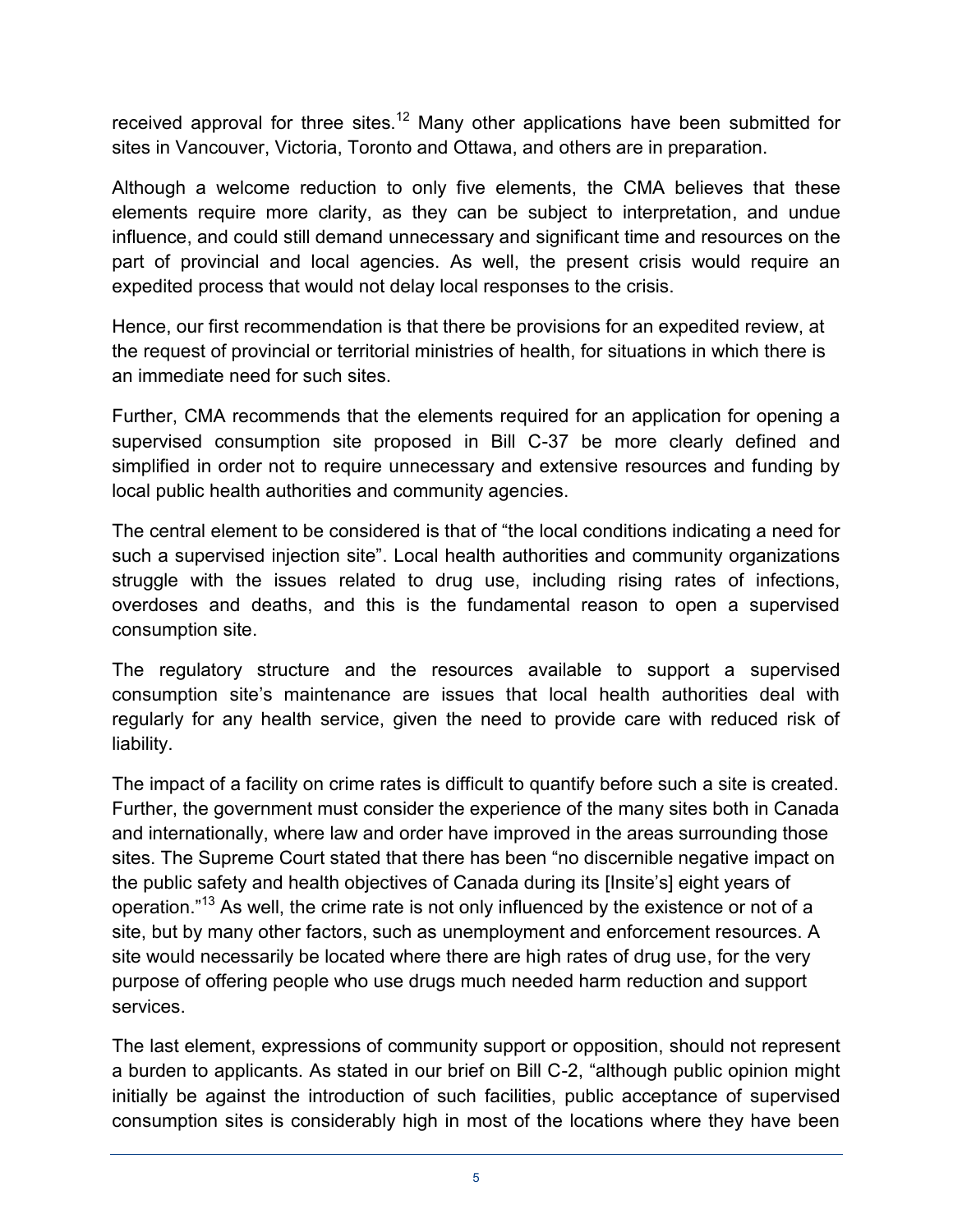received approval for three sites.[12] Many other applications have been submitted for sites in Vancouver, Victoria, Toronto and Ottawa, and others are in preparation.

Although a welcome reduction to only five elements, the CMA believes that these elements require more clarity, as they can be subject to interpretation, and undue influence, and could still demand unnecessary and significant time and resources on the part of provincial and local agencies. As well, the present crisis would require an expedited process that would not delay local responses to the crisis.

Hence, our first recommendation is that there be provisions for an expedited review, at the request of provincial or territorial ministries of health, for situations in which there is an immediate need for such sites.

Further, CMA recommends that the elements required for an application for opening a supervised consumption site proposed in Bill C-37 be more clearly defined and simplified in order not to require unnecessary and extensive resources and funding by local public health authorities and community agencies.

The central element to be considered is that of "the local conditions indicating a need for such a supervised injection site". Local health authorities and community organizations struggle with the issues related to drug use, including rising rates of infections, overdoses and deaths, and this is the fundamental reason to open a supervised consumption site.

The regulatory structure and the resources available to support a supervised consumption site's maintenance are issues that local health authorities deal with regularly for any health service, given the need to provide care with reduced risk of liability.

The impact of a facility on crime rates is difficult to quantify before such a site is created. Further, the government must consider the experience of the many sites both in Canada and internationally, where law and order have improved in the areas surrounding those sites. The Supreme Court stated that there has been "no discernible negative impact on the public safety and health objectives of Canada during its [Insite's] eight years of operation."[13] As well, the crime rate is not only influenced by the existence or not of a site, but by many other factors, such as unemployment and enforcement resources. A site would necessarily be located where there are high rates of drug use, for the very purpose of offering people who use drugs much needed harm reduction and support services.

The last element, expressions of community support or opposition, should not represent a burden to applicants. As stated in our brief on Bill C-2, "although public opinion might initially be against the introduction of such facilities, public acceptance of supervised consumption sites is considerably high in most of the locations where they have been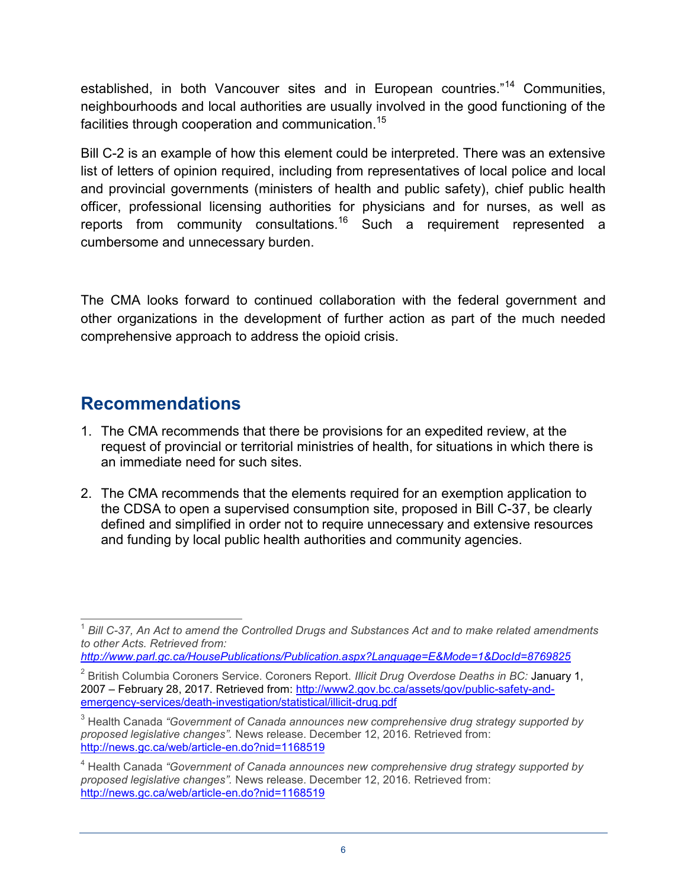established, in both Vancouver sites and in European countries."[14] Communities, neighbourhoods and local authorities are usually involved in the good functioning of the facilities through cooperation and communication.[15]

Bill C-2 is an example of how this element could be interpreted. There was an extensive list of letters of opinion required, including from representatives of local police and local and provincial governments (ministers of health and public safety), chief public health officer, professional licensing authorities for physicians and for nurses, as well as reports from community consultations.[16] Such a requirement represented a cumbersome and unnecessary burden.

The CMA looks forward to continued collaboration with the federal government and other organizations in the development of further action as part of the much needed comprehensive approach to address the opioid crisis.

## Recommendations

1. The CMA recommends that there be provisions for an expedited review, at the request of provincial or territorial ministries of health, for situations in which there is an immediate need for such sites.

2. The CMA recommends that the elements required for an exemption application to the CDSA to open a supervised consumption site, proposed in Bill C-37, be clearly defined and simplified in order not to require unnecessary and extensive resources and funding by local public health authorities and community agencies.

---

[1] *Bill C-37, An Act to amend the Controlled Drugs and Substances Act and to make related amendments to other Acts. Retrieved from: http://www.parl.gc.ca/HousePublications/Publication.aspx?Language=E&Mode=1&DocId=8769825*

[2] British Columbia Coroners Service. Coroners Report. *Illicit Drug Overdose Deaths in BC:* January 1, 2007 – February 28, 2017. Retrieved from: http://www2.gov.bc.ca/assets/gov/public-safety-and-emergency-services/death-investigation/statistical/illicit-drug.pdf

[3] Health Canada *"Government of Canada announces new comprehensive drug strategy supported by proposed legislative changes".* News release. December 12, 2016. Retrieved from: http://news.gc.ca/web/article-en.do?nid=1168519

[4] Health Canada *"Government of Canada announces new comprehensive drug strategy supported by proposed legislative changes".* News release. December 12, 2016. Retrieved from: http://news.gc.ca/web/article-en.do?nid=1168519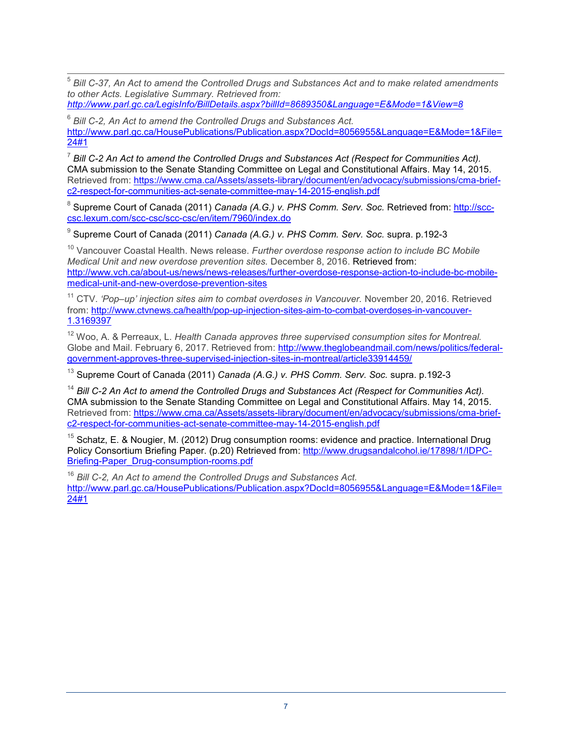[5] *Bill C-37, An Act to amend the Controlled Drugs and Substances Act and to make related amendments to other Acts. Legislative Summary. Retrieved from: http://www.parl.gc.ca/LegisInfo/BillDetails.aspx?billId=8689350&Language=E&Mode=1&View=8*

[6] *Bill C-2, An Act to amend the Controlled Drugs and Substances Act.* http://www.parl.gc.ca/HousePublications/Publication.aspx?DocId=8056955&Language=E&Mode=1&File=24#1

[7] *Bill C-2 An Act to amend the Controlled Drugs and Substances Act (Respect for Communities Act).* CMA submission to the Senate Standing Committee on Legal and Constitutional Affairs. May 14, 2015. Retrieved from: https://www.cma.ca/Assets/assets-library/document/en/advocacy/submissions/cma-brief-c2-respect-for-communities-act-senate-committee-may-14-2015-english.pdf

[8] Supreme Court of Canada (2011) *Canada (A.G.) v. PHS Comm. Serv. Soc.* Retrieved from: http://scc-csc.lexum.com/scc-csc/scc-csc/en/item/7960/index.do

[9] Supreme Court of Canada (2011) *Canada (A.G.) v. PHS Comm. Serv. Soc.* supra. p.192-3

[10] Vancouver Coastal Health. News release. *Further overdose response action to include BC Mobile Medical Unit and new overdose prevention sites.* December 8, 2016. Retrieved from: http://www.vch.ca/about-us/news/news-releases/further-overdose-response-action-to-include-bc-mobile-medical-unit-and-new-overdose-prevention-sites

[11] CTV. *'Pop–up' injection sites aim to combat overdoses in Vancouver.* November 20, 2016. Retrieved from: http://www.ctvnews.ca/health/pop-up-injection-sites-aim-to-combat-overdoses-in-vancouver-1.3169397

[12] Woo, A. & Perreaux, L. *Health Canada approves three supervised consumption sites for Montreal.* Globe and Mail. February 6, 2017. Retrieved from: http://www.theglobeandmail.com/news/politics/federal-government-approves-three-supervised-injection-sites-in-montreal/article33914459/

[13] Supreme Court of Canada (2011) *Canada (A.G.) v. PHS Comm. Serv. Soc.* supra. p.192-3

[14] *Bill C-2 An Act to amend the Controlled Drugs and Substances Act (Respect for Communities Act).* CMA submission to the Senate Standing Committee on Legal and Constitutional Affairs. May 14, 2015. Retrieved from: https://www.cma.ca/Assets/assets-library/document/en/advocacy/submissions/cma-brief-c2-respect-for-communities-act-senate-committee-may-14-2015-english.pdf

[15] Schatz, E. & Nougier, M. (2012) Drug consumption rooms: evidence and practice. International Drug Policy Consortium Briefing Paper. (p.20) Retrieved from: http://www.drugsandalcohol.ie/17898/1/IDPC-Briefing-Paper_Drug-consumption-rooms.pdf

[16] *Bill C-2, An Act to amend the Controlled Drugs and Substances Act.* http://www.parl.gc.ca/HousePublications/Publication.aspx?DocId=8056955&Language=E&Mode=1&File=24#1